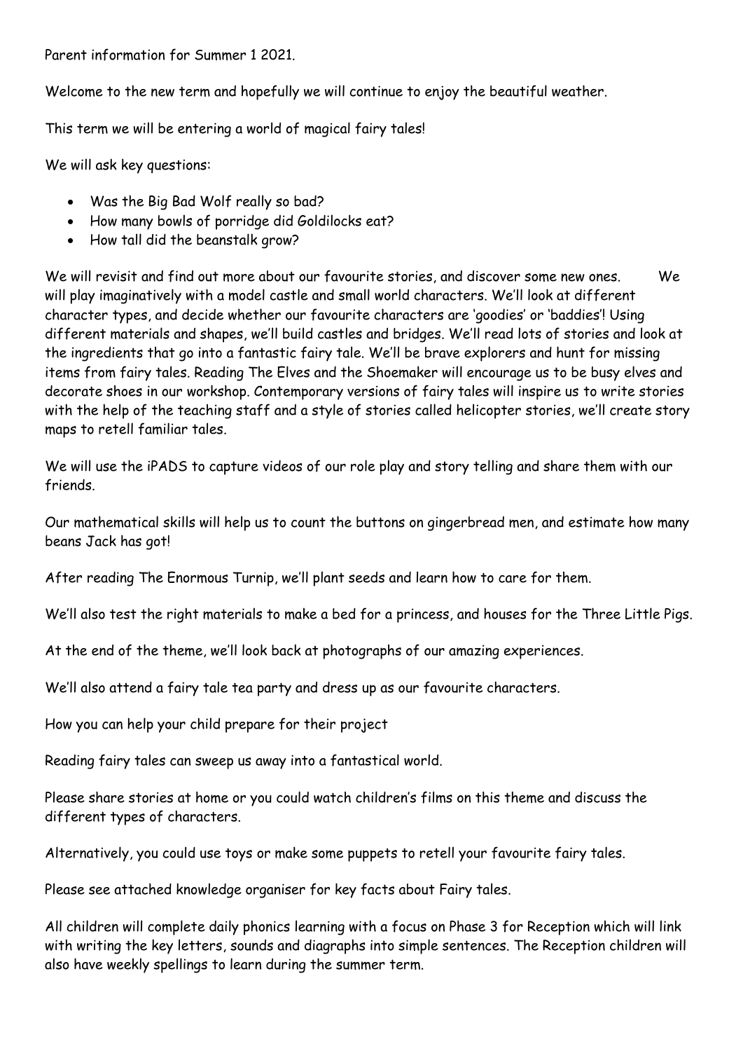Parent information for Summer 1 2021.

Welcome to the new term and hopefully we will continue to enjoy the beautiful weather.

This term we will be entering a world of magical fairy tales!

We will ask key questions:

- Was the Big Bad Wolf really so bad?
- How many bowls of porridge did Goldilocks eat?
- How tall did the beanstalk grow?

We will revisit and find out more about our favourite stories, and discover some new ones. We will play imaginatively with a model castle and small world characters. We'll look at different character types, and decide whether our favourite characters are 'goodies' or 'baddies'! Using different materials and shapes, we'll build castles and bridges. We'll read lots of stories and look at the ingredients that go into a fantastic fairy tale. We'll be brave explorers and hunt for missing items from fairy tales. Reading The Elves and the Shoemaker will encourage us to be busy elves and decorate shoes in our workshop. Contemporary versions of fairy tales will inspire us to write stories with the help of the teaching staff and a style of stories called helicopter stories, we'll create story maps to retell familiar tales.

We will use the iPADS to capture videos of our role play and story telling and share them with our friends.

Our mathematical skills will help us to count the buttons on gingerbread men, and estimate how many beans Jack has got!

After reading The Enormous Turnip, we'll plant seeds and learn how to care for them.

We'll also test the right materials to make a bed for a princess, and houses for the Three Little Pigs.

At the end of the theme, we'll look back at photographs of our amazing experiences.

We'll also attend a fairy tale tea party and dress up as our favourite characters.

How you can help your child prepare for their project

Reading fairy tales can sweep us away into a fantastical world.

Please share stories at home or you could watch children's films on this theme and discuss the different types of characters.

Alternatively, you could use toys or make some puppets to retell your favourite fairy tales.

Please see attached knowledge organiser for key facts about Fairy tales.

All children will complete daily phonics learning with a focus on Phase 3 for Reception which will link with writing the key letters, sounds and diagraphs into simple sentences. The Reception children will also have weekly spellings to learn during the summer term.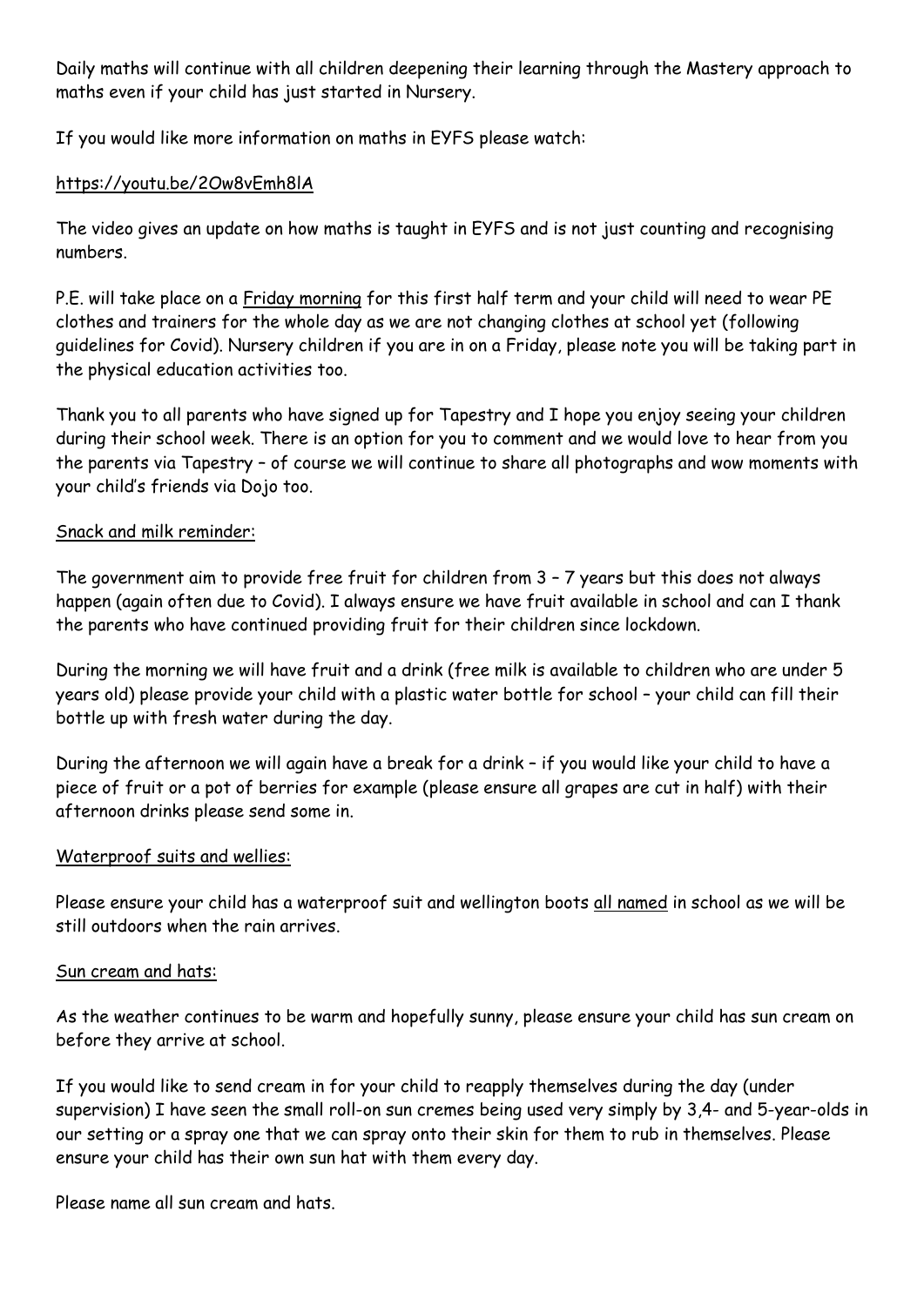Daily maths will continue with all children deepening their learning through the Mastery approach to maths even if your child has just started in Nursery.

If you would like more information on maths in EYFS please watch:

https://youtu.be/2Ow8vEmh8lA

The video gives an update on how maths is taught in EYFS and is not just counting and recognising numbers.

P.E. will take place on a Friday morning for this first half term and your child will need to wear PE clothes and trainers for the whole day as we are not changing clothes at school yet (following guidelines for Covid). Nursery children if you are in on a Friday, please note you will be taking part in the physical education activities too.

Thank you to all parents who have signed up for Tapestry and I hope you enjoy seeing your children during their school week. There is an option for you to comment and we would love to hear from you the parents via Tapestry – of course we will continue to share all photographs and wow moments with your child's friends via Dojo too.

Snack and milk reminder:

The government aim to provide free fruit for children from 3 – 7 years but this does not always happen (again often due to Covid). I always ensure we have fruit available in school and can I thank the parents who have continued providing fruit for their children since lockdown.

During the morning we will have fruit and a drink (free milk is available to children who are under 5 years old) please provide your child with a plastic water bottle for school – your child can fill their bottle up with fresh water during the day.

During the afternoon we will again have a break for a drink – if you would like your child to have a piece of fruit or a pot of berries for example (please ensure all grapes are cut in half) with their afternoon drinks please send some in.

Waterproof suits and wellies:

Please ensure your child has a waterproof suit and wellington boots all named in school as we will be still outdoors when the rain arrives.

Sun cream and hats:

As the weather continues to be warm and hopefully sunny, please ensure your child has sun cream on before they arrive at school.

If you would like to send cream in for your child to reapply themselves during the day (under supervision) I have seen the small roll-on sun cremes being used very simply by 3,4- and 5-year-olds in our setting or a spray one that we can spray onto their skin for them to rub in themselves. Please ensure your child has their own sun hat with them every day.

Please name all sun cream and hats.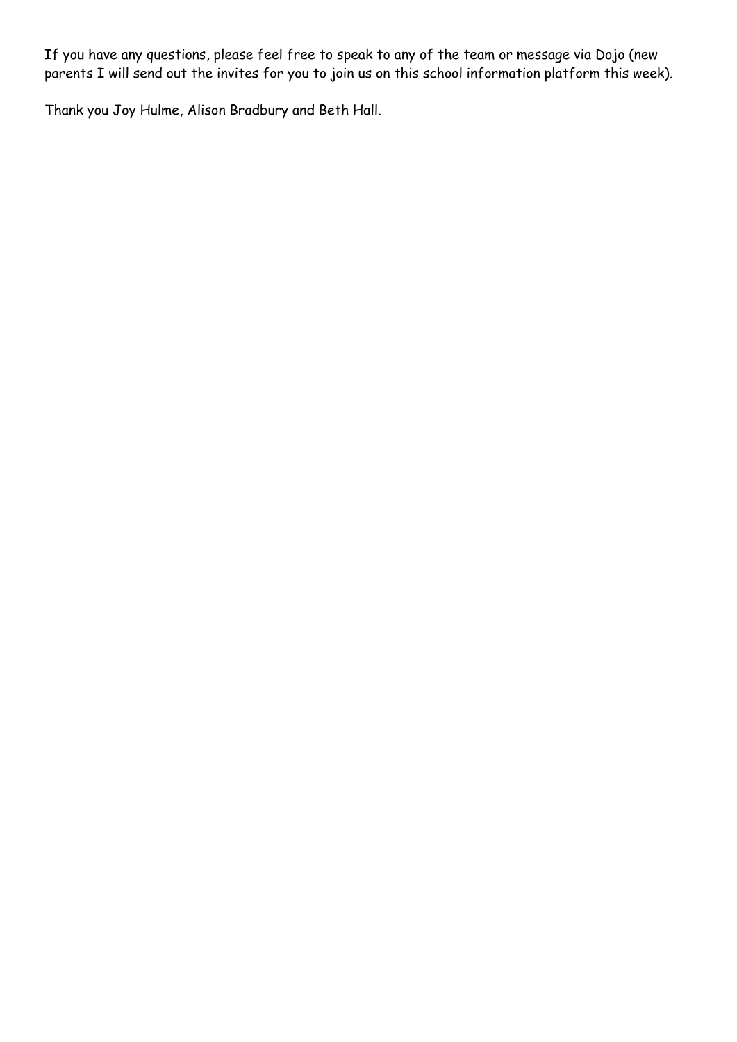If you have any questions, please feel free to speak to any of the team or message via Dojo (new parents I will send out the invites for you to join us on this school information platform this week).

Thank you Joy Hulme, Alison Bradbury and Beth Hall.